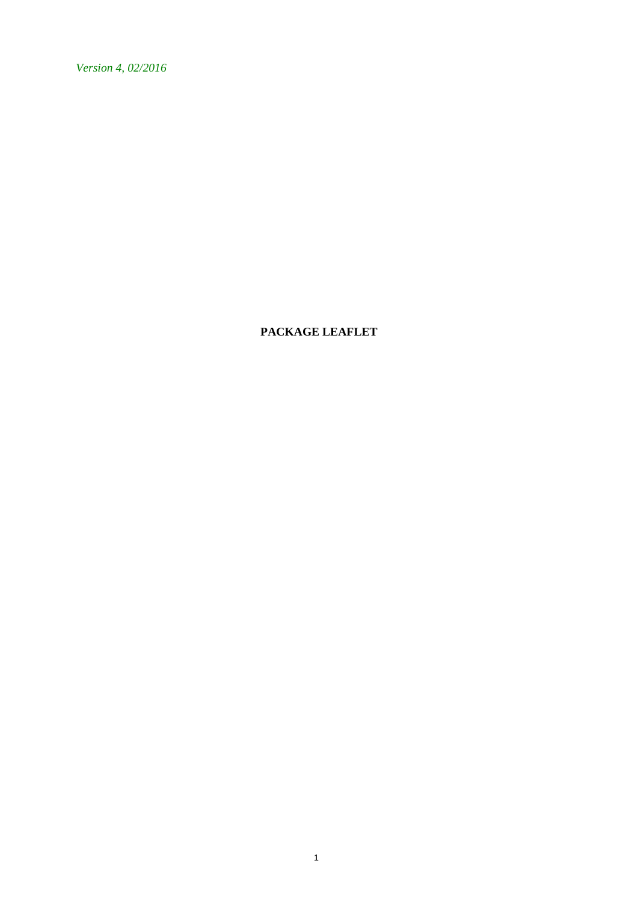*Version 4, 02/2016*

**PACKAGE LEAFLET**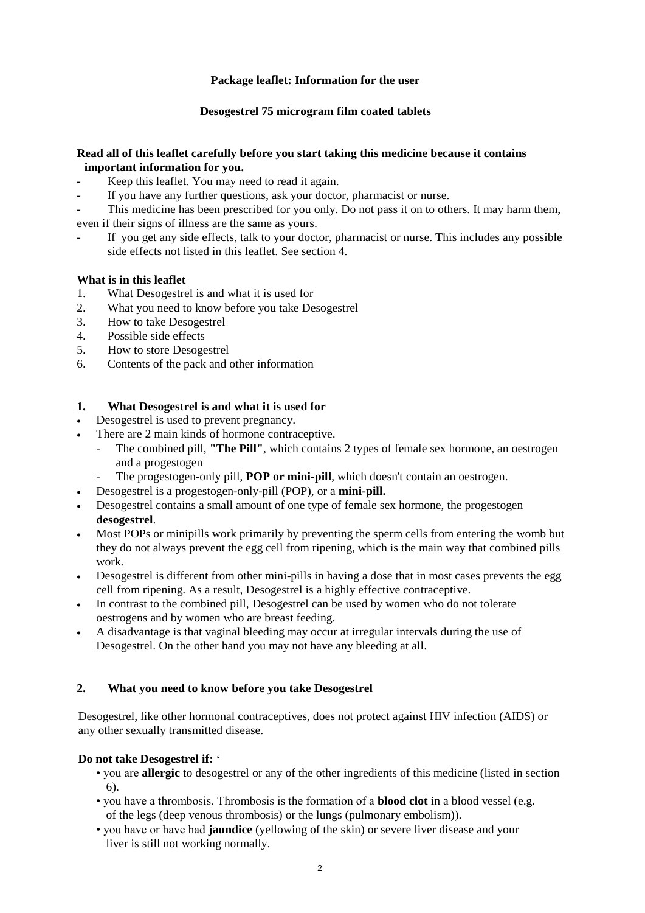**Package leaflet: Information for the user**

**Desogestrel 75 microgram film coated tablets**

**Read all of this leaflet carefully before you start taking this medicine because it contains important information for you.**

- Keep this leaflet. You may need to read it again.
- If you have any further questions, ask your doctor, pharmacist or nurse.
- This medicine has been prescribed for you only. Do not pass it on to others. It may harm them, even if their signs of illness are the same as yours.
- If you get any side effects, talk to your doctor, pharmacist or nurse. This includes any possible side effects not listed in this leaflet. See section 4.

**What is in this leaflet**

1. What Desogestrel is and what it is used for
2. What you need to know before you take Desogestrel
3. How to take Desogestrel
4. Possible side effects
5. How to store Desogestrel
6. Contents of the pack and other information

## 1. What Desogestrel is and what it is used for

- Desogestrel is used to prevent pregnancy.
- There are 2 main kinds of hormone contraceptive.
  - The combined pill, **"The Pill"**, which contains 2 types of female sex hormone, an oestrogen and a progestogen
  - The progestogen-only pill, **POP or mini-pill**, which doesn't contain an oestrogen.
- Desogestrel is a progestogen-only-pill (POP), or a **mini-pill.**
- Desogestrel contains a small amount of one type of female sex hormone, the progestogen **desogestrel**.
- Most POPs or minipills work primarily by preventing the sperm cells from entering the womb but they do not always prevent the egg cell from ripening, which is the main way that combined pills work.
- Desogestrel is different from other mini-pills in having a dose that in most cases prevents the egg cell from ripening. As a result, Desogestrel is a highly effective contraceptive.
- In contrast to the combined pill, Desogestrel can be used by women who do not tolerate oestrogens and by women who are breast feeding.
- A disadvantage is that vaginal bleeding may occur at irregular intervals during the use of Desogestrel. On the other hand you may not have any bleeding at all.

## 2. What you need to know before you take Desogestrel

Desogestrel, like other hormonal contraceptives, does not protect against HIV infection (AIDS) or any other sexually transmitted disease.

**Do not take Desogestrel if: '**

- you are **allergic** to desogestrel or any of the other ingredients of this medicine (listed in section 6).
- you have a thrombosis. Thrombosis is the formation of a **blood clot** in a blood vessel (e.g. of the legs (deep venous thrombosis) or the lungs (pulmonary embolism)).
- you have or have had **jaundice** (yellowing of the skin) or severe liver disease and your liver is still not working normally.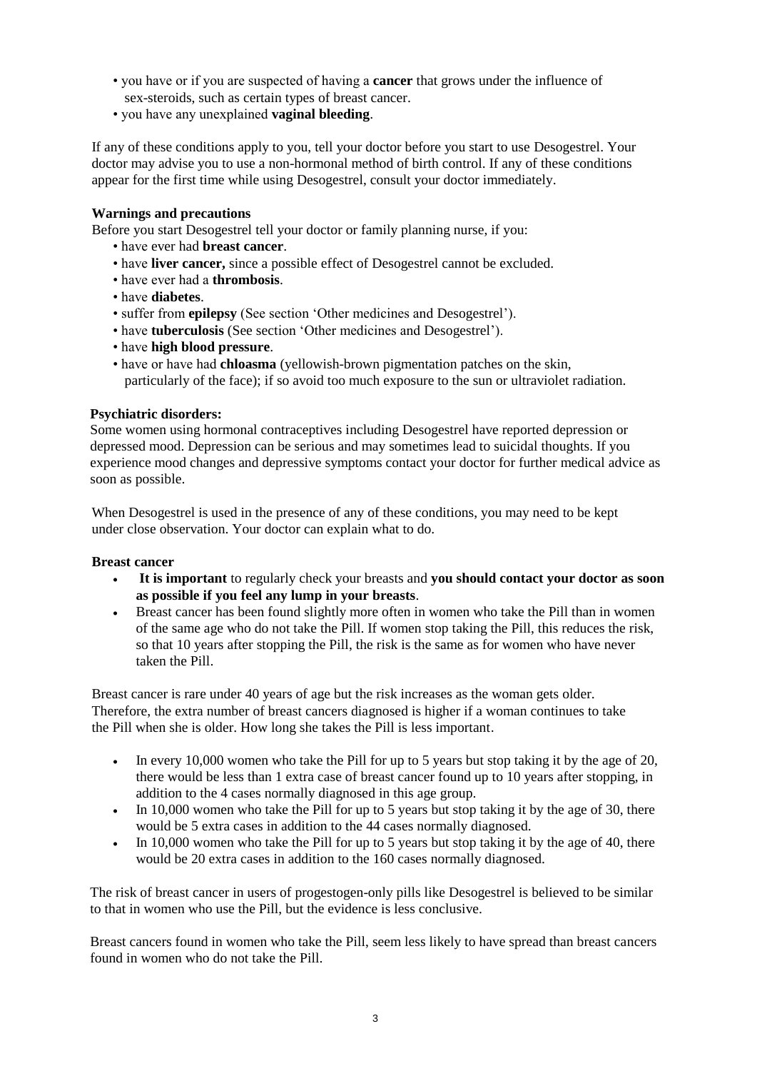- you have or if you are suspected of having a **cancer** that grows under the influence of sex-steroids, such as certain types of breast cancer.
- you have any unexplained **vaginal bleeding**.

If any of these conditions apply to you, tell your doctor before you start to use Desogestrel. Your doctor may advise you to use a non-hormonal method of birth control. If any of these conditions appear for the first time while using Desogestrel, consult your doctor immediately.

**Warnings and precautions**

Before you start Desogestrel tell your doctor or family planning nurse, if you:

- have ever had **breast cancer**.
- have **liver cancer,** since a possible effect of Desogestrel cannot be excluded.
- have ever had a **thrombosis**.
- have **diabetes**.
- suffer from **epilepsy** (See section 'Other medicines and Desogestrel').
- have **tuberculosis** (See section 'Other medicines and Desogestrel').
- have **high blood pressure**.
- have or have had **chloasma** (yellowish-brown pigmentation patches on the skin, particularly of the face); if so avoid too much exposure to the sun or ultraviolet radiation.

**Psychiatric disorders:**

Some women using hormonal contraceptives including Desogestrel have reported depression or depressed mood. Depression can be serious and may sometimes lead to suicidal thoughts. If you experience mood changes and depressive symptoms contact your doctor for further medical advice as soon as possible.

When Desogestrel is used in the presence of any of these conditions, you may need to be kept under close observation. Your doctor can explain what to do.

**Breast cancer**

- **It is important** to regularly check your breasts and **you should contact your doctor as soon as possible if you feel any lump in your breasts**.
- Breast cancer has been found slightly more often in women who take the Pill than in women of the same age who do not take the Pill. If women stop taking the Pill, this reduces the risk, so that 10 years after stopping the Pill, the risk is the same as for women who have never taken the Pill.

Breast cancer is rare under 40 years of age but the risk increases as the woman gets older. Therefore, the extra number of breast cancers diagnosed is higher if a woman continues to take the Pill when she is older. How long she takes the Pill is less important.

- In every 10,000 women who take the Pill for up to 5 years but stop taking it by the age of 20, there would be less than 1 extra case of breast cancer found up to 10 years after stopping, in addition to the 4 cases normally diagnosed in this age group.
- In 10,000 women who take the Pill for up to 5 years but stop taking it by the age of 30, there would be 5 extra cases in addition to the 44 cases normally diagnosed.
- In 10,000 women who take the Pill for up to 5 years but stop taking it by the age of 40, there would be 20 extra cases in addition to the 160 cases normally diagnosed.

The risk of breast cancer in users of progestogen-only pills like Desogestrel is believed to be similar to that in women who use the Pill, but the evidence is less conclusive.

Breast cancers found in women who take the Pill, seem less likely to have spread than breast cancers found in women who do not take the Pill.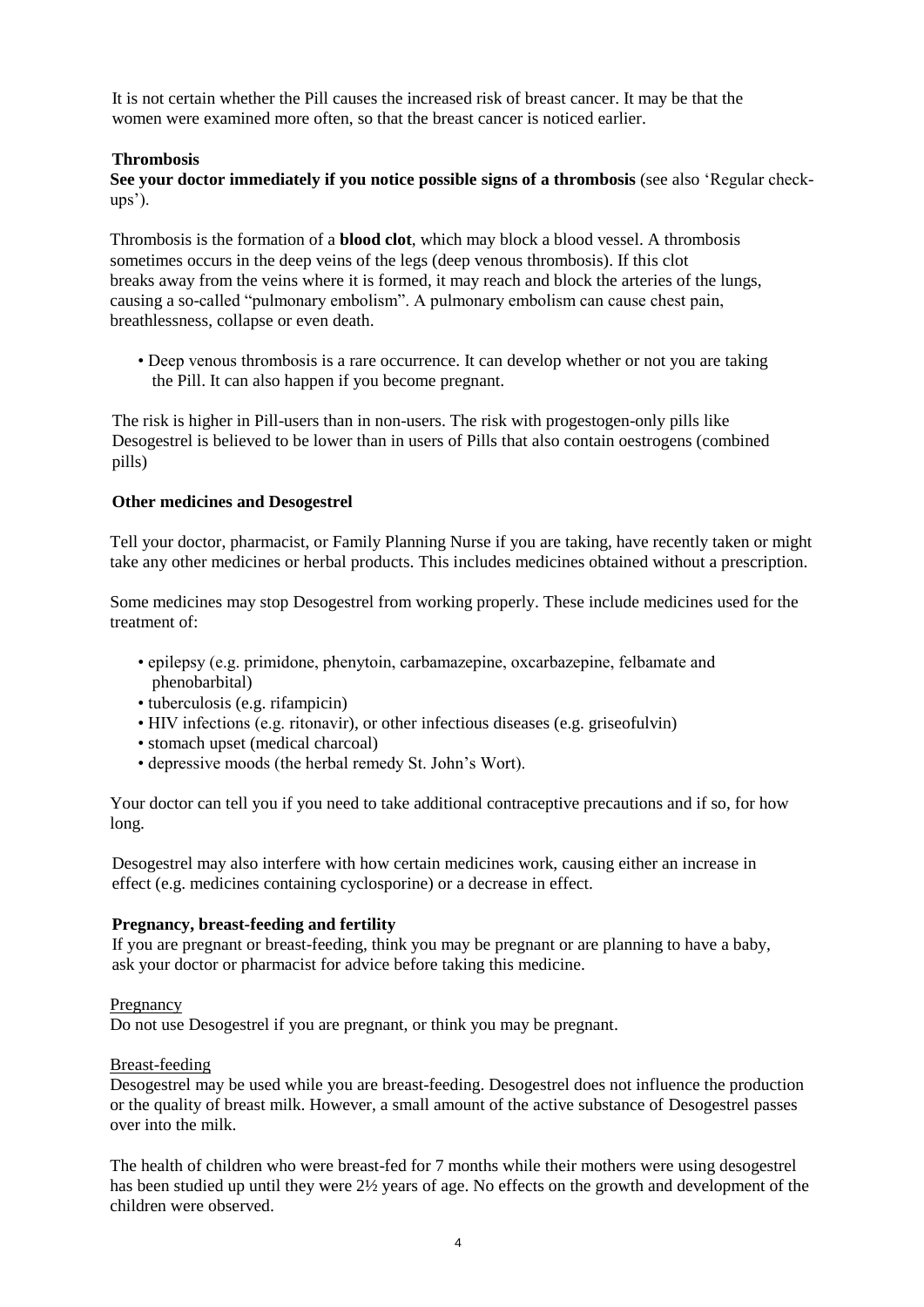It is not certain whether the Pill causes the increased risk of breast cancer. It may be that the women were examined more often, so that the breast cancer is noticed earlier.

**Thrombosis**

**See your doctor immediately if you notice possible signs of a thrombosis** (see also 'Regular check-ups').

Thrombosis is the formation of a **blood clot**, which may block a blood vessel. A thrombosis sometimes occurs in the deep veins of the legs (deep venous thrombosis). If this clot breaks away from the veins where it is formed, it may reach and block the arteries of the lungs, causing a so-called "pulmonary embolism". A pulmonary embolism can cause chest pain, breathlessness, collapse or even death.

- Deep venous thrombosis is a rare occurrence. It can develop whether or not you are taking the Pill. It can also happen if you become pregnant.

The risk is higher in Pill-users than in non-users. The risk with progestogen-only pills like Desogestrel is believed to be lower than in users of Pills that also contain oestrogens (combined pills)

**Other medicines and Desogestrel**

Tell your doctor, pharmacist, or Family Planning Nurse if you are taking, have recently taken or might take any other medicines or herbal products. This includes medicines obtained without a prescription.

Some medicines may stop Desogestrel from working properly. These include medicines used for the treatment of:

- epilepsy (e.g. primidone, phenytoin, carbamazepine, oxcarbazepine, felbamate and phenobarbital)
- tuberculosis (e.g. rifampicin)
- HIV infections (e.g. ritonavir), or other infectious diseases (e.g. griseofulvin)
- stomach upset (medical charcoal)
- depressive moods (the herbal remedy St. John's Wort).

Your doctor can tell you if you need to take additional contraceptive precautions and if so, for how long.

Desogestrel may also interfere with how certain medicines work, causing either an increase in effect (e.g. medicines containing cyclosporine) or a decrease in effect.

**Pregnancy, breast-feeding and fertility**

If you are pregnant or breast-feeding, think you may be pregnant or are planning to have a baby, ask your doctor or pharmacist for advice before taking this medicine.

Pregnancy

Do not use Desogestrel if you are pregnant, or think you may be pregnant.

Breast-feeding

Desogestrel may be used while you are breast-feeding. Desogestrel does not influence the production or the quality of breast milk. However, a small amount of the active substance of Desogestrel passes over into the milk.

The health of children who were breast-fed for 7 months while their mothers were using desogestrel has been studied up until they were 2½ years of age. No effects on the growth and development of the children were observed.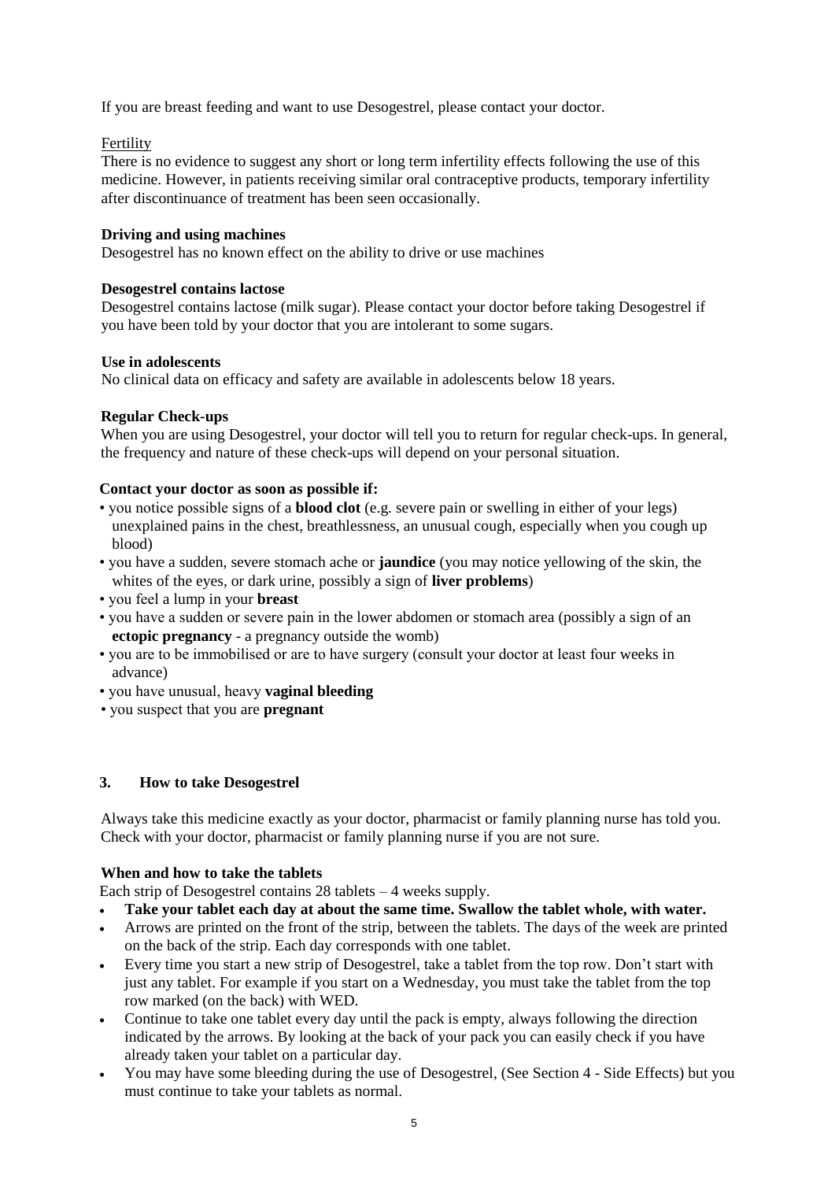If you are breast feeding and want to use Desogestrel, please contact your doctor.

Fertility

There is no evidence to suggest any short or long term infertility effects following the use of this medicine. However, in patients receiving similar oral contraceptive products, temporary infertility after discontinuance of treatment has been seen occasionally.

**Driving and using machines**

Desogestrel has no known effect on the ability to drive or use machines

**Desogestrel contains lactose**

Desogestrel contains lactose (milk sugar). Please contact your doctor before taking Desogestrel if you have been told by your doctor that you are intolerant to some sugars.

**Use in adolescents**

No clinical data on efficacy and safety are available in adolescents below 18 years.

**Regular Check-ups**

When you are using Desogestrel, your doctor will tell you to return for regular check-ups. In general, the frequency and nature of these check-ups will depend on your personal situation.

**Contact your doctor as soon as possible if:**

- you notice possible signs of a **blood clot** (e.g. severe pain or swelling in either of your legs) unexplained pains in the chest, breathlessness, an unusual cough, especially when you cough up blood)
- you have a sudden, severe stomach ache or **jaundice** (you may notice yellowing of the skin, the whites of the eyes, or dark urine, possibly a sign of **liver problems**)
- you feel a lump in your **breast**
- you have a sudden or severe pain in the lower abdomen or stomach area (possibly a sign of an **ectopic pregnancy** - a pregnancy outside the womb)
- you are to be immobilised or are to have surgery (consult your doctor at least four weeks in advance)
- you have unusual, heavy **vaginal bleeding**
- you suspect that you are **pregnant**

## 3. How to take Desogestrel

Always take this medicine exactly as your doctor, pharmacist or family planning nurse has told you. Check with your doctor, pharmacist or family planning nurse if you are not sure.

**When and how to take the tablets**

Each strip of Desogestrel contains 28 tablets – 4 weeks supply.

- **Take your tablet each day at about the same time. Swallow the tablet whole, with water.**
- Arrows are printed on the front of the strip, between the tablets. The days of the week are printed on the back of the strip. Each day corresponds with one tablet.
- Every time you start a new strip of Desogestrel, take a tablet from the top row. Don't start with just any tablet. For example if you start on a Wednesday, you must take the tablet from the top row marked (on the back) with WED.
- Continue to take one tablet every day until the pack is empty, always following the direction indicated by the arrows. By looking at the back of your pack you can easily check if you have already taken your tablet on a particular day.
- You may have some bleeding during the use of Desogestrel, (See Section 4 - Side Effects) but you must continue to take your tablets as normal.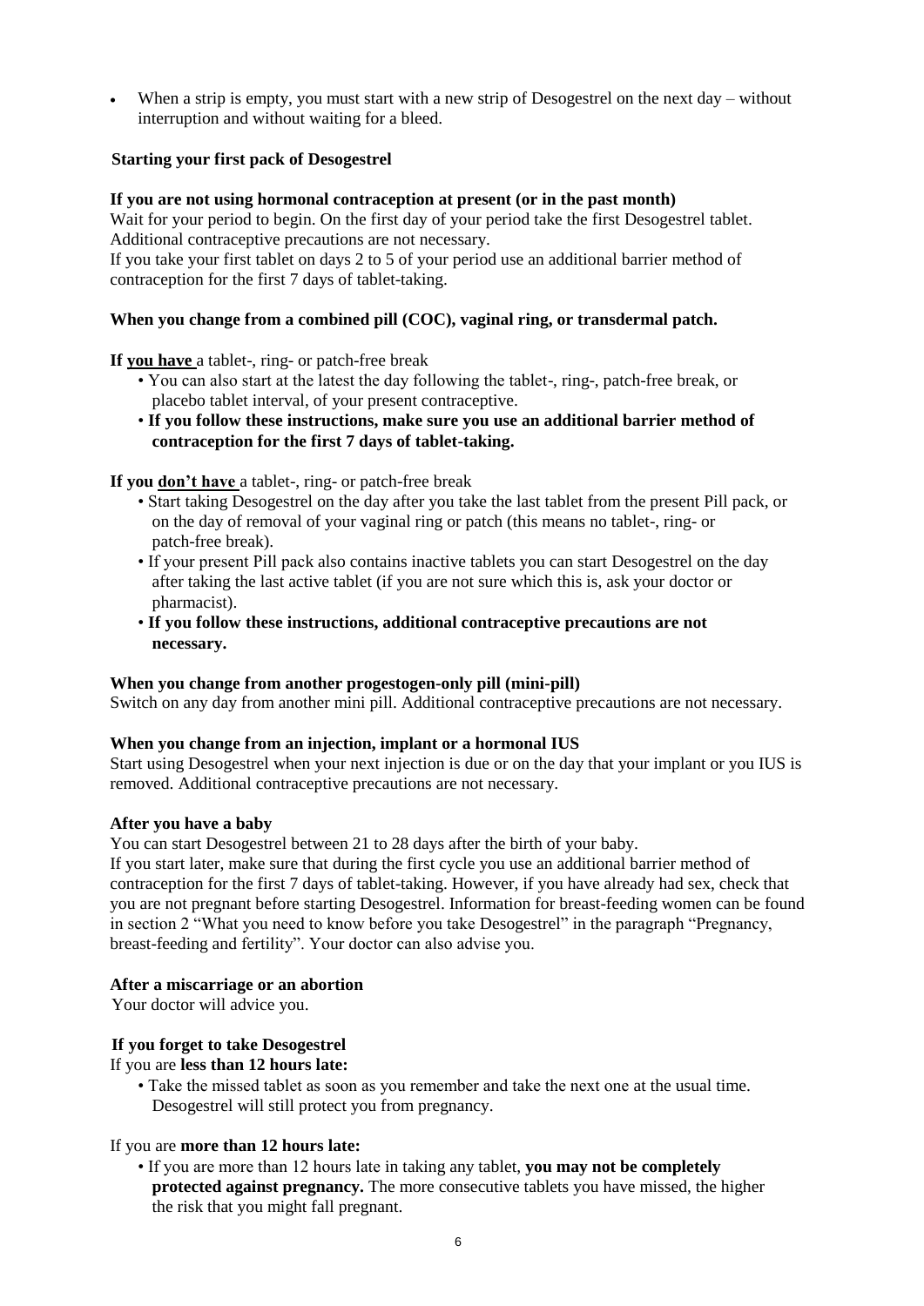- When a strip is empty, you must start with a new strip of Desogestrel on the next day – without interruption and without waiting for a bleed.

**Starting your first pack of Desogestrel**

**If you are not using hormonal contraception at present (or in the past month)**

Wait for your period to begin. On the first day of your period take the first Desogestrel tablet. Additional contraceptive precautions are not necessary.

If you take your first tablet on days 2 to 5 of your period use an additional barrier method of contraception for the first 7 days of tablet-taking.

**When you change from a combined pill (COC), vaginal ring, or transdermal patch.**

**If <u>you have</u>** a tablet-, ring- or patch-free break

- You can also start at the latest the day following the tablet-, ring-, patch-free break, or placebo tablet interval, of your present contraceptive.
- **If you follow these instructions, make sure you use an additional barrier method of contraception for the first 7 days of tablet-taking.**

**If you <u>don't have</u>** a tablet-, ring- or patch-free break

- Start taking Desogestrel on the day after you take the last tablet from the present Pill pack, or on the day of removal of your vaginal ring or patch (this means no tablet-, ring- or patch-free break).
- If your present Pill pack also contains inactive tablets you can start Desogestrel on the day after taking the last active tablet (if you are not sure which this is, ask your doctor or pharmacist).
- **If you follow these instructions, additional contraceptive precautions are not necessary.**

**When you change from another progestogen-only pill (mini-pill)**

Switch on any day from another mini pill. Additional contraceptive precautions are not necessary.

**When you change from an injection, implant or a hormonal IUS**

Start using Desogestrel when your next injection is due or on the day that your implant or you IUS is removed. Additional contraceptive precautions are not necessary.

**After you have a baby**

You can start Desogestrel between 21 to 28 days after the birth of your baby.

If you start later, make sure that during the first cycle you use an additional barrier method of contraception for the first 7 days of tablet-taking. However, if you have already had sex, check that you are not pregnant before starting Desogestrel. Information for breast-feeding women can be found in section 2 "What you need to know before you take Desogestrel" in the paragraph "Pregnancy, breast-feeding and fertility". Your doctor can also advise you.

**After a miscarriage or an abortion**

Your doctor will advice you.

**If you forget to take Desogestrel**

If you are **less than 12 hours late:**

- Take the missed tablet as soon as you remember and take the next one at the usual time. Desogestrel will still protect you from pregnancy.

If you are **more than 12 hours late:**

- If you are more than 12 hours late in taking any tablet, **you may not be completely protected against pregnancy.** The more consecutive tablets you have missed, the higher the risk that you might fall pregnant.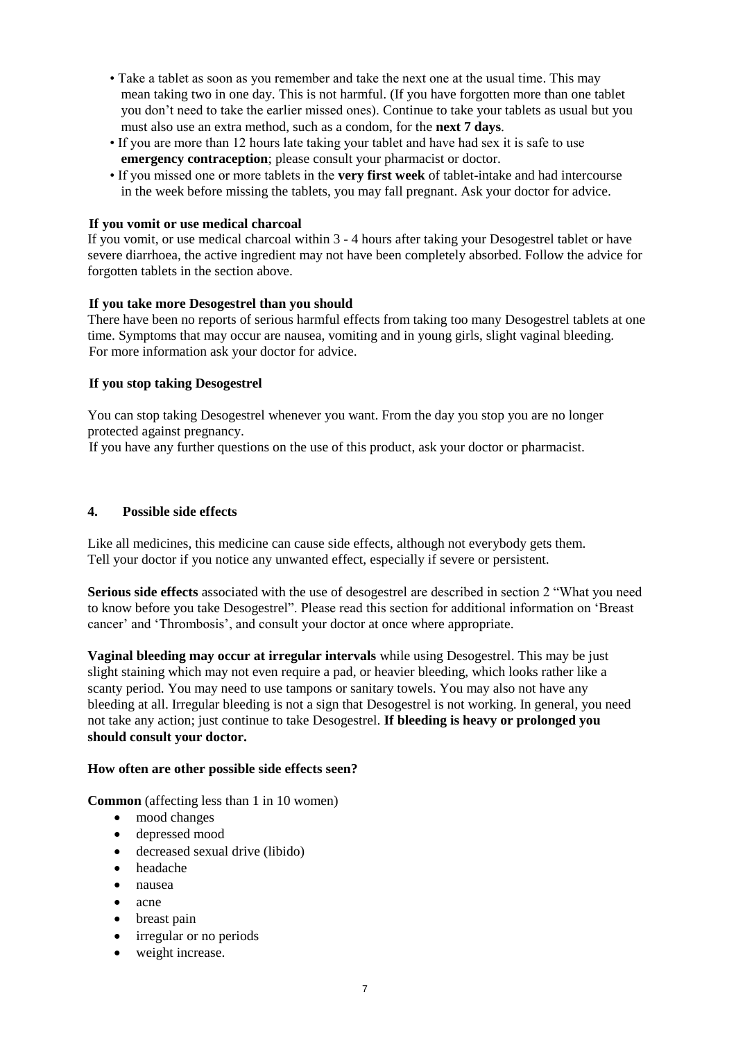- Take a tablet as soon as you remember and take the next one at the usual time. This may mean taking two in one day. This is not harmful. (If you have forgotten more than one tablet you don't need to take the earlier missed ones). Continue to take your tablets as usual but you must also use an extra method, such as a condom, for the **next 7 days**.
- If you are more than 12 hours late taking your tablet and have had sex it is safe to use **emergency contraception**; please consult your pharmacist or doctor.
- If you missed one or more tablets in the **very first week** of tablet-intake and had intercourse in the week before missing the tablets, you may fall pregnant. Ask your doctor for advice.

**If you vomit or use medical charcoal**

If you vomit, or use medical charcoal within 3 - 4 hours after taking your Desogestrel tablet or have severe diarrhoea, the active ingredient may not have been completely absorbed. Follow the advice for forgotten tablets in the section above.

**If you take more Desogestrel than you should**

There have been no reports of serious harmful effects from taking too many Desogestrel tablets at one time. Symptoms that may occur are nausea, vomiting and in young girls, slight vaginal bleeding. For more information ask your doctor for advice.

**If you stop taking Desogestrel**

You can stop taking Desogestrel whenever you want. From the day you stop you are no longer protected against pregnancy.

If you have any further questions on the use of this product, ask your doctor or pharmacist.

## 4. Possible side effects

Like all medicines, this medicine can cause side effects, although not everybody gets them. Tell your doctor if you notice any unwanted effect, especially if severe or persistent.

**Serious side effects** associated with the use of desogestrel are described in section 2 "What you need to know before you take Desogestrel". Please read this section for additional information on 'Breast cancer' and 'Thrombosis', and consult your doctor at once where appropriate.

**Vaginal bleeding may occur at irregular intervals** while using Desogestrel. This may be just slight staining which may not even require a pad, or heavier bleeding, which looks rather like a scanty period. You may need to use tampons or sanitary towels. You may also not have any bleeding at all. Irregular bleeding is not a sign that Desogestrel is not working. In general, you need not take any action; just continue to take Desogestrel. **If bleeding is heavy or prolonged you should consult your doctor.**

**How often are other possible side effects seen?**

**Common** (affecting less than 1 in 10 women)

- mood changes
- depressed mood
- decreased sexual drive (libido)
- headache
- nausea
- acne
- breast pain
- irregular or no periods
- weight increase.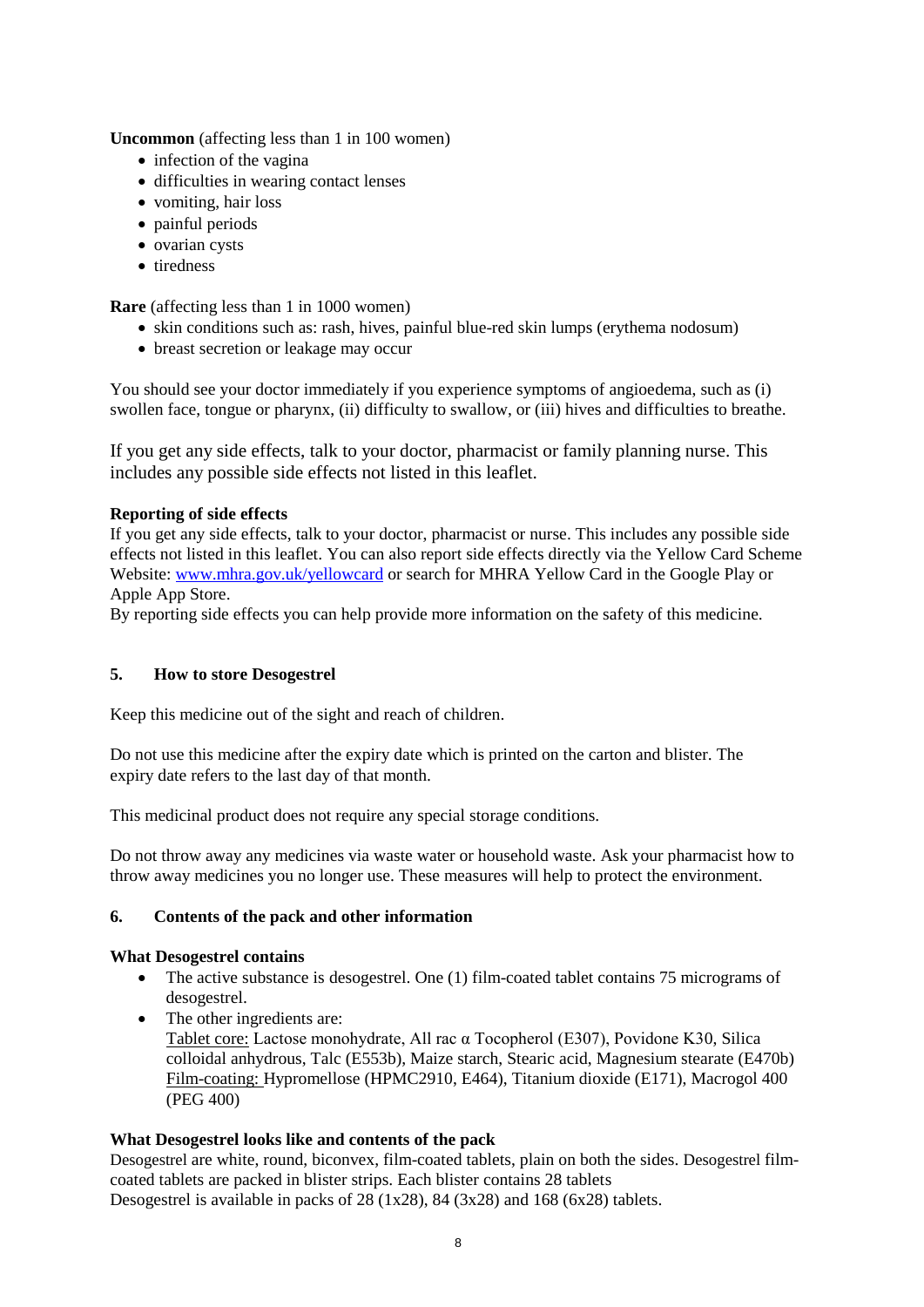**Uncommon** (affecting less than 1 in 100 women)

- infection of the vagina
- difficulties in wearing contact lenses
- vomiting, hair loss
- painful periods
- ovarian cysts
- tiredness

**Rare** (affecting less than 1 in 1000 women)

- skin conditions such as: rash, hives, painful blue-red skin lumps (erythema nodosum)
- breast secretion or leakage may occur

You should see your doctor immediately if you experience symptoms of angioedema, such as (i) swollen face, tongue or pharynx, (ii) difficulty to swallow, or (iii) hives and difficulties to breathe.

If you get any side effects, talk to your doctor, pharmacist or family planning nurse. This includes any possible side effects not listed in this leaflet.

**Reporting of side effects**

If you get any side effects, talk to your doctor, pharmacist or nurse. This includes any possible side effects not listed in this leaflet. You can also report side effects directly via the Yellow Card Scheme Website: [www.mhra.gov.uk/yellowcard](www.mhra.gov.uk/yellowcard) or search for MHRA Yellow Card in the Google Play or Apple App Store.

By reporting side effects you can help provide more information on the safety of this medicine.

## 5. How to store Desogestrel

Keep this medicine out of the sight and reach of children.

Do not use this medicine after the expiry date which is printed on the carton and blister. The expiry date refers to the last day of that month.

This medicinal product does not require any special storage conditions.

Do not throw away any medicines via waste water or household waste. Ask your pharmacist how to throw away medicines you no longer use. These measures will help to protect the environment.

## 6. Contents of the pack and other information

**What Desogestrel contains**

- The active substance is desogestrel. One (1) film-coated tablet contains 75 micrograms of desogestrel.
- The other ingredients are:
  Tablet core: Lactose monohydrate, All rac α Tocopherol (E307), Povidone K30, Silica colloidal anhydrous, Talc (E553b), Maize starch, Stearic acid, Magnesium stearate (E470b)
  Film-coating: Hypromellose (HPMC2910, E464), Titanium dioxide (E171), Macrogol 400 (PEG 400)

**What Desogestrel looks like and contents of the pack**

Desogestrel are white, round, biconvex, film-coated tablets, plain on both the sides. Desogestrel film-coated tablets are packed in blister strips. Each blister contains 28 tablets
Desogestrel is available in packs of 28 (1x28), 84 (3x28) and 168 (6x28) tablets.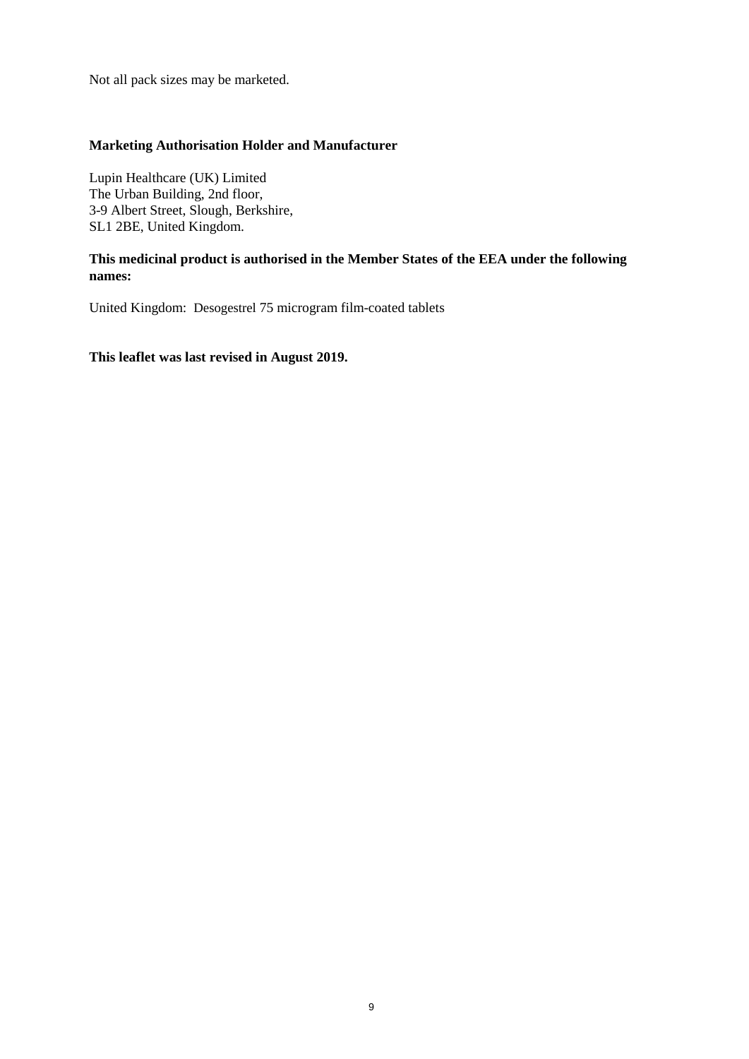Not all pack sizes may be marketed.

**Marketing Authorisation Holder and Manufacturer**

Lupin Healthcare (UK) Limited
The Urban Building, 2nd floor,
3-9 Albert Street, Slough, Berkshire,
SL1 2BE, United Kingdom.

**This medicinal product is authorised in the Member States of the EEA under the following names:**

United Kingdom: Desogestrel 75 microgram film-coated tablets

**This leaflet was last revised in August 2019.**